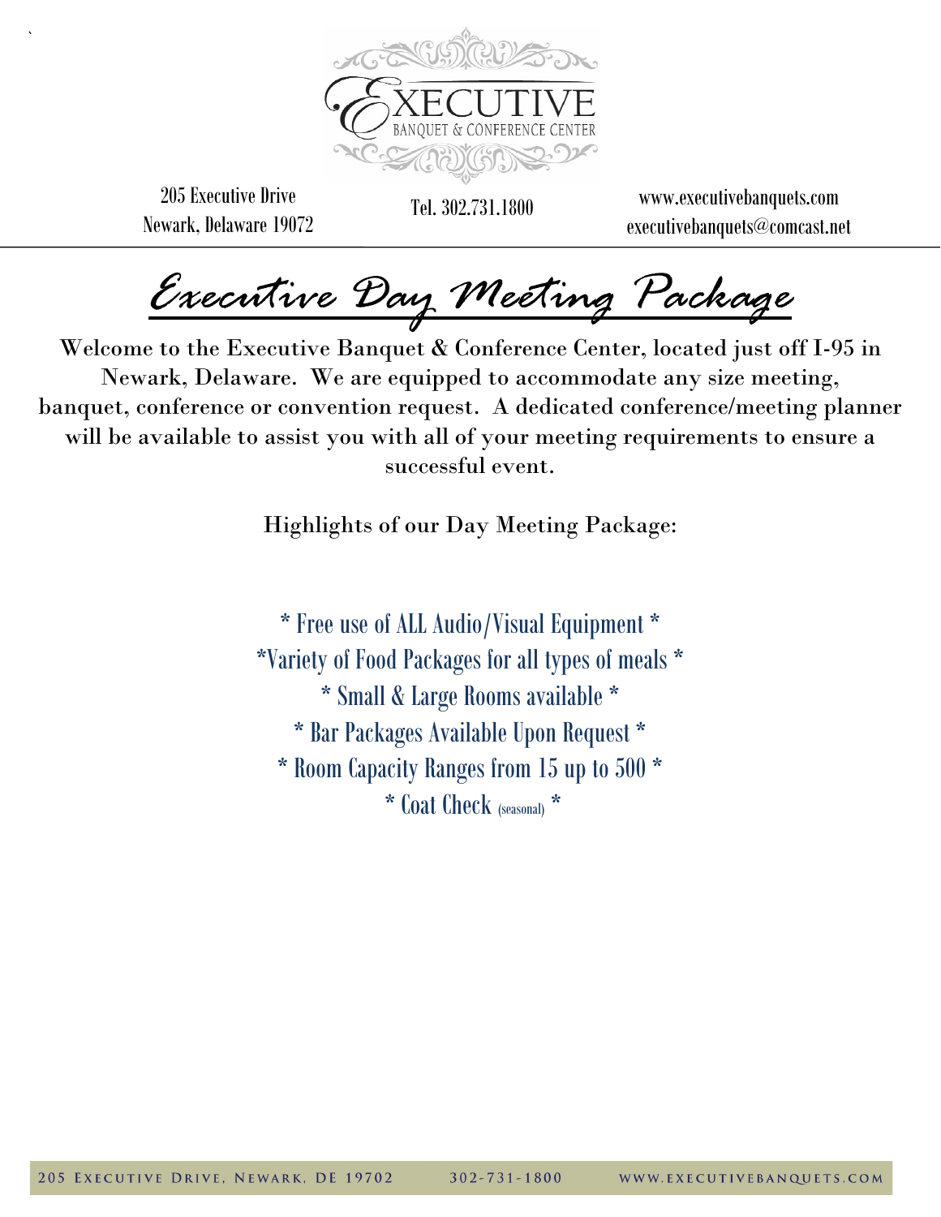EXECUTIVE
BANQUET & CONFERENCE CENTER

205 Executive Drive
Newark, Delaware 19072

Tel. 302.731.1800

www.executivebanquets.com
executivebanquets@comcast.net

# *Executive Day Meeting Package*

Welcome to the Executive Banquet & Conference Center, located just off I-95 in Newark, Delaware. We are equipped to accommodate any size meeting, banquet, conference or convention request. A dedicated conference/meeting planner will be available to assist you with all of your meeting requirements to ensure a successful event.

Highlights of our Day Meeting Package:

\* Free use of ALL Audio/Visual Equipment *

\*Variety of Food Packages for all types of meals *

\* Small & Large Rooms available *

\* Bar Packages Available Upon Request *

\* Room Capacity Ranges from 15 up to 500 *

\* Coat Check (seasonal) *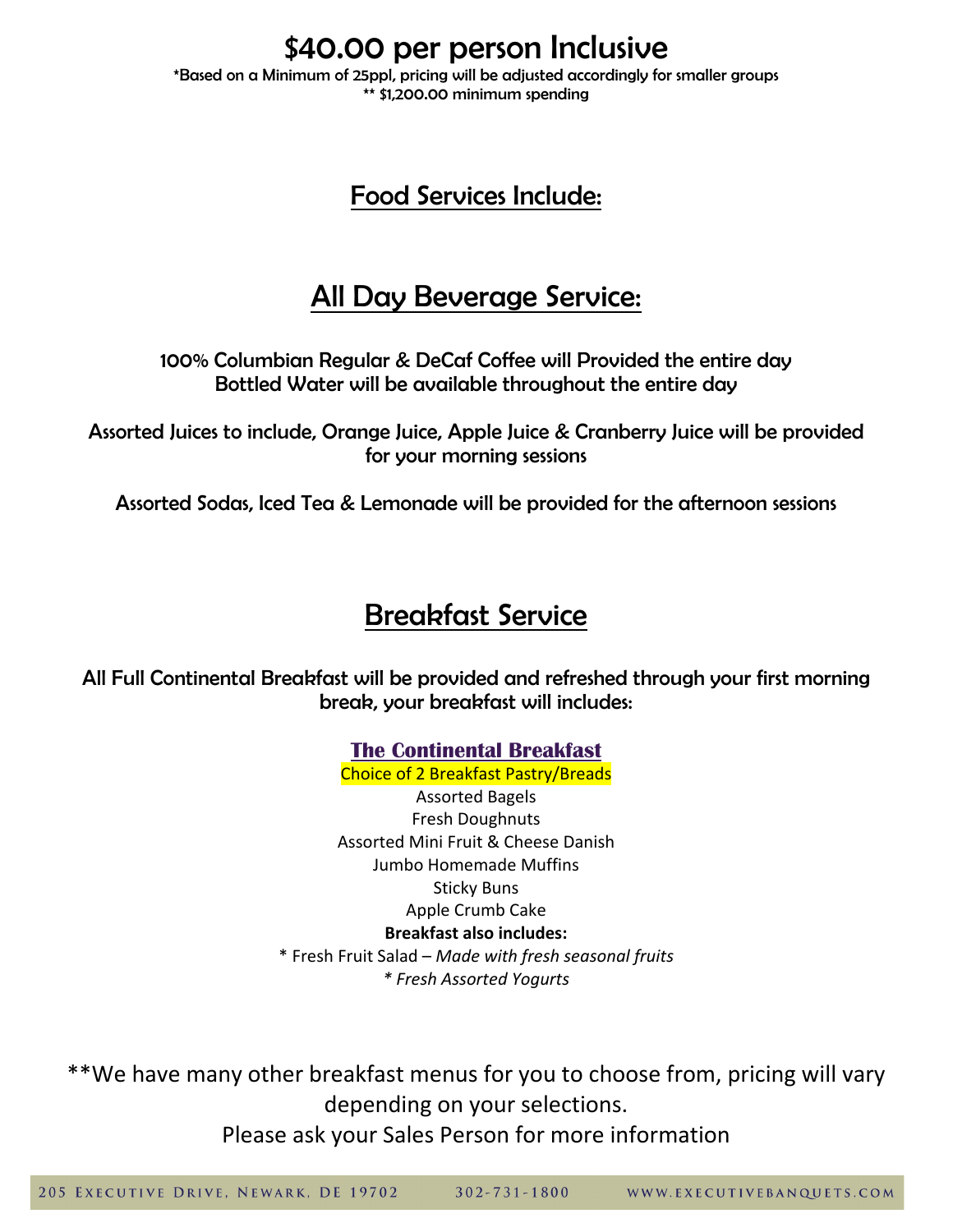# $40.00 per person Inclusive

*Based on a Minimum of 25ppl, pricing will be adjusted accordingly for smaller groups
** $1,200.00 minimum spending

## Food Services Include:

## All Day Beverage Service:

100% Columbian Regular & DeCaf Coffee will Provided the entire day
Bottled Water will be available throughout the entire day

Assorted Juices to include, Orange Juice, Apple Juice & Cranberry Juice will be provided for your morning sessions

Assorted Sodas, Iced Tea & Lemonade will be provided for the afternoon sessions

## Breakfast Service

All Full Continental Breakfast will be provided and refreshed through your first morning break, your breakfast will includes:

### The Continental Breakfast

Choice of 2 Breakfast Pastry/Breads

Assorted Bagels
Fresh Doughnuts
Assorted Mini Fruit & Cheese Danish
Jumbo Homemade Muffins
Sticky Buns
Apple Crumb Cake

**Breakfast also includes:**

* Fresh Fruit Salad – *Made with fresh seasonal fruits*
*\* Fresh Assorted Yogurts*

**We have many other breakfast menus for you to choose from, pricing will vary depending on your selections.
Please ask your Sales Person for more information

205 Executive Drive, Newark, DE 19702 302-731-1800 www.executivebanquets.com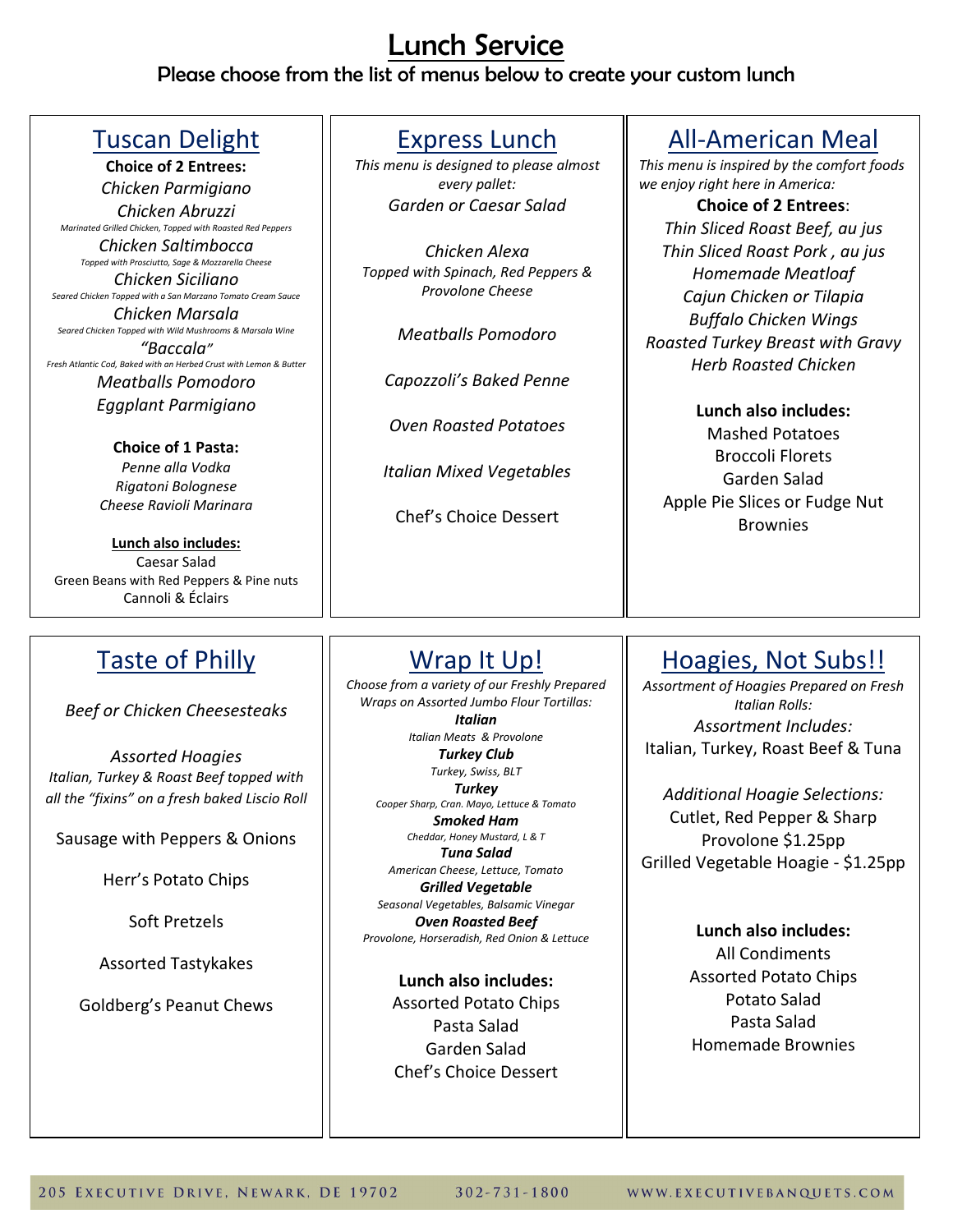# Lunch Service

Please choose from the list of menus below to create your custom lunch

## Tuscan Delight

**Choice of 2 Entrees:**

*Chicken Parmigiano*

*Chicken Abruzzi*
*Marinated Grilled Chicken, Topped with Roasted Red Peppers*

*Chicken Saltimbocca*
*Topped with Prosciutto, Sage & Mozzarella Cheese*

*Chicken Siciliano*
*Seared Chicken Topped with a San Marzano Tomato Cream Sauce*

*Chicken Marsala*
*Seared Chicken Topped with Wild Mushrooms & Marsala Wine*

*"Baccala"*
*Fresh Atlantic Cod, Baked with an Herbed Crust with Lemon & Butter*

*Meatballs Pomodoro*

*Eggplant Parmigiano*

**Choice of 1 Pasta:**

*Penne alla Vodka*
*Rigatoni Bolognese*
*Cheese Ravioli Marinara*

**Lunch also includes:**

Caesar Salad
Green Beans with Red Peppers & Pine nuts
Cannoli & Éclairs

## Express Lunch

*This menu is designed to please almost every pallet:*

*Garden or Caesar Salad*

*Chicken Alexa*
*Topped with Spinach, Red Peppers & Provolone Cheese*

*Meatballs Pomodoro*

*Capozzoli's Baked Penne*

*Oven Roasted Potatoes*

*Italian Mixed Vegetables*

Chef's Choice Dessert

## All-American Meal

*This menu is inspired by the comfort foods we enjoy right here in America:*

**Choice of 2 Entrees**:

*Thin Sliced Roast Beef, au jus*
*Thin Sliced Roast Pork , au jus*
*Homemade Meatloaf*
*Cajun Chicken or Tilapia*
*Buffalo Chicken Wings*
*Roasted Turkey Breast with Gravy*
*Herb Roasted Chicken*

**Lunch also includes:**

Mashed Potatoes
Broccoli Florets
Garden Salad
Apple Pie Slices or Fudge Nut Brownies

## Taste of Philly

*Beef or Chicken Cheesesteaks*

*Assorted Hoagies*
*Italian, Turkey & Roast Beef topped with all the "fixins" on a fresh baked Liscio Roll*

Sausage with Peppers & Onions

Herr's Potato Chips

Soft Pretzels

Assorted Tastykakes

Goldberg's Peanut Chews

## Wrap It Up!

*Choose from a variety of our Freshly Prepared Wraps on Assorted Jumbo Flour Tortillas:*

***Italian***
*Italian Meats & Provolone*

***Turkey Club***
*Turkey, Swiss, BLT*

***Turkey***
*Cooper Sharp, Cran. Mayo, Lettuce & Tomato*

***Smoked Ham***
*Cheddar, Honey Mustard, L & T*

***Tuna Salad***
*American Cheese, Lettuce, Tomato*

***Grilled Vegetable***
*Seasonal Vegetables, Balsamic Vinegar*

***Oven Roasted Beef***
*Provolone, Horseradish, Red Onion & Lettuce*

**Lunch also includes:**

Assorted Potato Chips
Pasta Salad
Garden Salad
Chef's Choice Dessert

## Hoagies, Not Subs!!

*Assortment of Hoagies Prepared on Fresh Italian Rolls:*

*Assortment Includes:*
Italian, Turkey, Roast Beef & Tuna

*Additional Hoagie Selections:*
Cutlet, Red Pepper & Sharp Provolone $1.25pp
Grilled Vegetable Hoagie - $1.25pp

**Lunch also includes:**

All Condiments
Assorted Potato Chips
Potato Salad
Pasta Salad
Homemade Brownies

205 Executive Drive, Newark, DE 19702 302-731-1800 www.executivebanquets.com